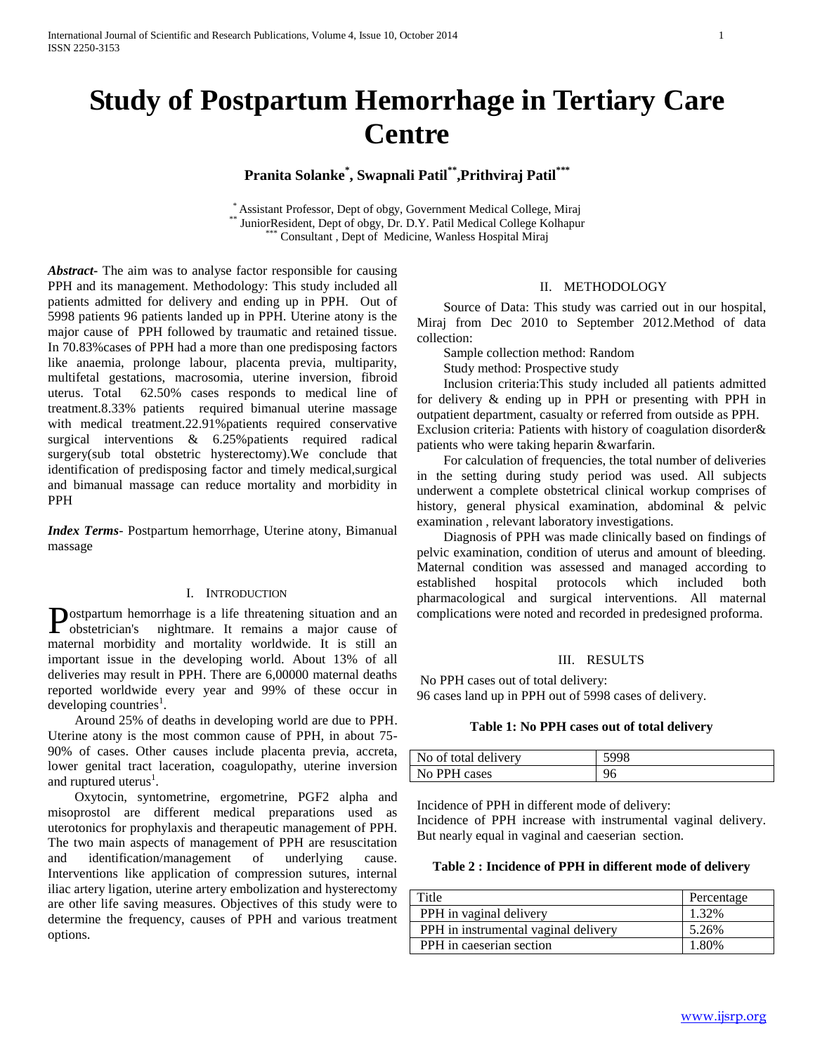# Study of Postpartum Hemorrhage in Tertiary Care Centre

**Pranita Solanke[*], Swapnali Patil[**], Prithviraj Patil[***]**

[*] Assistant Professor, Dept of obgy, Government Medical College, Miraj
[**] JuniorResident, Dept of obgy, Dr. D.Y. Patil Medical College Kolhapur
[***] Consultant , Dept of Medicine, Wanless Hospital Miraj

***Abstract*-** The aim was to analyse factor responsible for causing PPH and its management. Methodology: This study included all patients admitted for delivery and ending up in PPH. Out of 5998 patients 96 patients landed up in PPH. Uterine atony is the major cause of PPH followed by traumatic and retained tissue. In 70.83%cases of PPH had a more than one predisposing factors like anaemia, prolonge labour, placenta previa, multiparity, multifetal gestations, macrosomia, uterine inversion, fibroid uterus. Total 62.50% cases responds to medical line of treatment.8.33% patients required bimanual uterine massage with medical treatment.22.91%patients required conservative surgical interventions & 6.25%patients required radical surgery(sub total obstetric hysterectomy).We conclude that identification of predisposing factor and timely medical,surgical and bimanual massage can reduce mortality and morbidity in PPH

***Index Terms*-** Postpartum hemorrhage, Uterine atony, Bimanual massage

## I. Introduction

Postpartum hemorrhage is a life threatening situation and an obstetrician's nightmare. It remains a major cause of maternal morbidity and mortality worldwide. It is still an important issue in the developing world. About 13% of all deliveries may result in PPH. There are 6,00000 maternal deaths reported worldwide every year and 99% of these occur in developing countries[1].

Around 25% of deaths in developing world are due to PPH. Uterine atony is the most common cause of PPH, in about 75-90% of cases. Other causes include placenta previa, accreta, lower genital tract laceration, coagulopathy, uterine inversion and ruptured uterus[1].

Oxytocin, syntometrine, ergometrine, PGF2 alpha and misoprostol are different medical preparations used as uterotonics for prophylaxis and therapeutic management of PPH. The two main aspects of management of PPH are resuscitation and identification/management of underlying cause. Interventions like application of compression sutures, internal iliac artery ligation, uterine artery embolization and hysterectomy are other life saving measures. Objectives of this study were to determine the frequency, causes of PPH and various treatment options.

## II. Methodology

Source of Data: This study was carried out in our hospital, Miraj from Dec 2010 to September 2012.Method of data collection:

Sample collection method: Random

Study method: Prospective study

Inclusion criteria:This study included all patients admitted for delivery & ending up in PPH or presenting with PPH in outpatient department, casualty or referred from outside as PPH.
Exclusion criteria: Patients with history of coagulation disorder& patients who were taking heparin &warfarin.

For calculation of frequencies, the total number of deliveries in the setting during study period was used. All subjects underwent a complete obstetrical clinical workup comprises of history, general physical examination, abdominal & pelvic examination , relevant laboratory investigations.

Diagnosis of PPH was made clinically based on findings of pelvic examination, condition of uterus and amount of bleeding. Maternal condition was assessed and managed according to established hospital protocols which included both pharmacological and surgical interventions. All maternal complications were noted and recorded in predesigned proforma.

## III. Results

No PPH cases out of total delivery:
96 cases land up in PPH out of 5998 cases of delivery.

**Table 1: No PPH cases out of total delivery**

| | |
|---|---|
| No of total delivery | 5998 |
| No PPH cases | 96 |

Incidence of PPH in different mode of delivery:
Incidence of PPH increase with instrumental vaginal delivery. But nearly equal in vaginal and caeserian section.

**Table 2 : Incidence of PPH in different mode of delivery**

| Title | Percentage |
|---|---|
| PPH in vaginal delivery | 1.32% |
| PPH in instrumental vaginal delivery | 5.26% |
| PPH in caeserian section | 1.80% |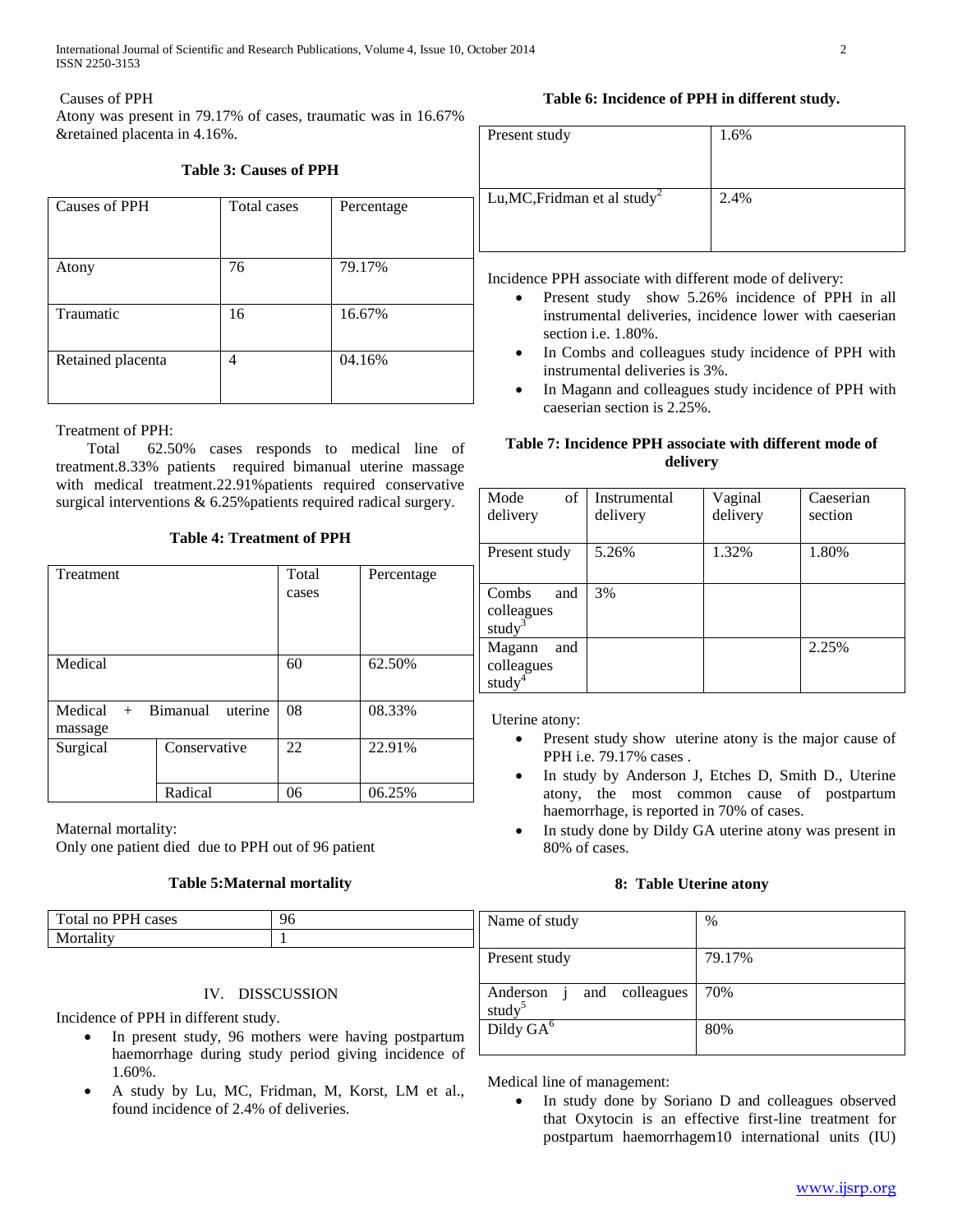Causes of PPH

Atony was present in 79.17% of cases, traumatic was in 16.67% &retained placenta in 4.16%.

**Table 3: Causes of PPH**

| Causes of PPH | Total cases | Percentage |
| --- | --- | --- |
| Atony | 76 | 79.17% |
| Traumatic | 16 | 16.67% |
| Retained placenta | 4 | 04.16% |

Treatment of PPH:

Total 62.50% cases responds to medical line of treatment.8.33% patients required bimanual uterine massage with medical treatment.22.91%patients required conservative surgical interventions & 6.25%patients required radical surgery.

**Table 4: Treatment of PPH**

| Treatment | | Total cases | Percentage |
| --- | --- | --- | --- |
| Medical | | 60 | 62.50% |
| Medical + Bimanual uterine massage | | 08 | 08.33% |
| Surgical | Conservative | 22 | 22.91% |
| | Radical | 06 | 06.25% |

Maternal mortality:

Only one patient died due to PPH out of 96 patient

**Table 5:Maternal mortality**

| | |
| --- | --- |
| Total no PPH cases | 96 |
| Mortality | 1 |

## IV. DISSCUSSION

Incidence of PPH in different study.

- In present study, 96 mothers were having postpartum haemorrhage during study period giving incidence of 1.60%.
- A study by Lu, MC, Fridman, M, Korst, LM et al., found incidence of 2.4% of deliveries.

**Table 6: Incidence of PPH in different study.**

| | |
| --- | --- |
| Present study | 1.6% |
| Lu,MC,Fridman et al study[2] | 2.4% |

Incidence PPH associate with different mode of delivery:

- Present study show 5.26% incidence of PPH in all instrumental deliveries, incidence lower with caeserian section i.e. 1.80%.
- In Combs and colleagues study incidence of PPH with instrumental deliveries is 3%.
- In Magann and colleagues study incidence of PPH with caeserian section is 2.25%.

**Table 7: Incidence PPH associate with different mode of delivery**

| Mode of delivery | Instrumental delivery | Vaginal delivery | Caeserian section |
| --- | --- | --- | --- |
| Present study | 5.26% | 1.32% | 1.80% |
| Combs and colleagues study[3] | 3% | | |
| Magann and colleagues study[4] | | | 2.25% |

Uterine atony:

- Present study show uterine atony is the major cause of PPH i.e. 79.17% cases .
- In study by Anderson J, Etches D, Smith D., Uterine atony, the most common cause of postpartum haemorrhage, is reported in 70% of cases.
- In study done by Dildy GA uterine atony was present in 80% of cases.

**8: Table Uterine atony**

| Name of study | % |
| --- | --- |
| Present study | 79.17% |
| Anderson j and colleagues study[5] | 70% |
| Dildy GA[6] | 80% |

Medical line of management:

- In study done by Soriano D and colleagues observed that Oxytocin is an effective first-line treatment for postpartum haemorrhagem10 international units (IU)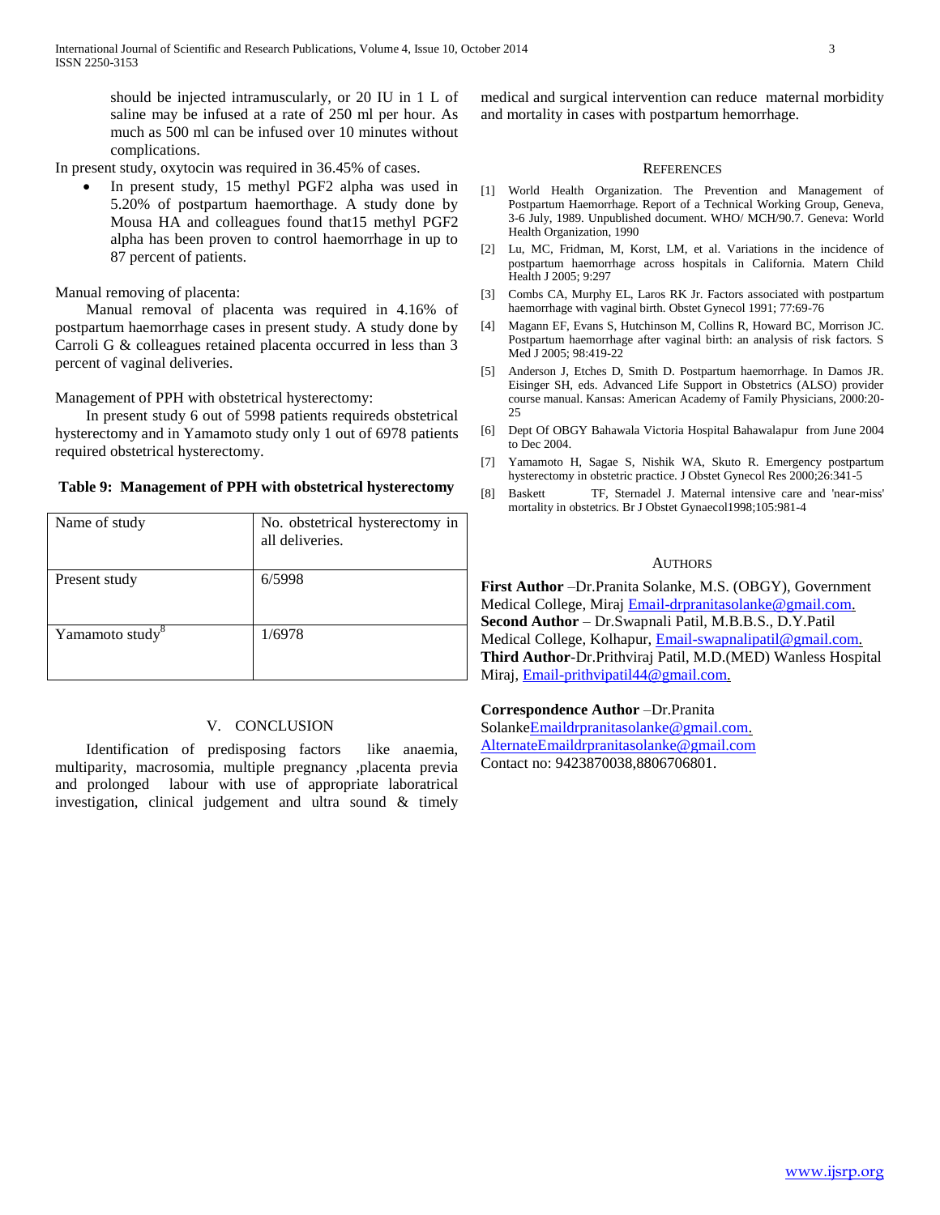should be injected intramuscularly, or 20 IU in 1 L of saline may be infused at a rate of 250 ml per hour. As much as 500 ml can be infused over 10 minutes without complications.

In present study, oxytocin was required in 36.45% of cases.

- In present study, 15 methyl PGF2 alpha was used in 5.20% of postpartum haemorthage. A study done by Mousa HA and colleagues found that15 methyl PGF2 alpha has been proven to control haemorrhage in up to 87 percent of patients.

Manual removing of placenta:

Manual removal of placenta was required in 4.16% of postpartum haemorrhage cases in present study. A study done by Carroli G & colleagues retained placenta occurred in less than 3 percent of vaginal deliveries.

Management of PPH with obstetrical hysterectomy:

In present study 6 out of 5998 patients requireds obstetrical hysterectomy and in Yamamoto study only 1 out of 6978 patients required obstetrical hysterectomy.

**Table 9: Management of PPH with obstetrical hysterectomy**

| Name of study | No. obstetrical hysterectomy in all deliveries. |
|---|---|
| Present study | 6/5998 |
| Yamamoto study[8] | 1/6978 |

## V. CONCLUSION

Identification of predisposing factors like anaemia, multiparity, macrosomia, multiple pregnancy ,placenta previa and prolonged labour with use of appropriate laboratrical investigation, clinical judgement and ultra sound & timely medical and surgical intervention can reduce maternal morbidity and mortality in cases with postpartum hemorrhage.

## REFERENCES

[1] World Health Organization. The Prevention and Management of Postpartum Haemorrhage. Report of a Technical Working Group, Geneva, 3-6 July, 1989. Unpublished document. WHO/ MCH/90.7. Geneva: World Health Organization, 1990

[2] Lu, MC, Fridman, M, Korst, LM, et al. Variations in the incidence of postpartum haemorrhage across hospitals in California. Matern Child Health J 2005; 9:297

[3] Combs CA, Murphy EL, Laros RK Jr. Factors associated with postpartum haemorrhage with vaginal birth. Obstet Gynecol 1991; 77:69-76

[4] Magann EF, Evans S, Hutchinson M, Collins R, Howard BC, Morrison JC. Postpartum haemorrhage after vaginal birth: an analysis of risk factors. S Med J 2005; 98:419-22

[5] Anderson J, Etches D, Smith D. Postpartum haemorrhage. In Damos JR. Eisinger SH, eds. Advanced Life Support in Obstetrics (ALSO) provider course manual. Kansas: American Academy of Family Physicians, 2000:20-25

[6] Dept Of OBGY Bahawala Victoria Hospital Bahawalapur from June 2004 to Dec 2004.

[7] Yamamoto H, Sagae S, Nishik WA, Skuto R. Emergency postpartum hysterectomy in obstetric practice. J Obstet Gynecol Res 2000;26:341-5

[8] Baskett TF, Sternadel J. Maternal intensive care and 'near-miss' mortality in obstetrics. Br J Obstet Gynaecol1998;105:981-4

## AUTHORS

**First Author** –Dr.Pranita Solanke, M.S. (OBGY), Government Medical College, Miraj Email-drpranitasolanke@gmail.com.

**Second Author** – Dr.Swapnali Patil, M.B.B.S., D.Y.Patil Medical College, Kolhapur, Email-swapnalipatil@gmail.com.

**Third Author**-Dr.Prithviraj Patil, M.D.(MED) Wanless Hospital Miraj, Email-prithvipatil44@gmail.com.

**Correspondence Author** –Dr.Pranita SolankeEmaildrpranitasolanke@gmail.com. AlternateEmaildrpranitasolanke@gmail.com
Contact no: 9423870038,8806706801.